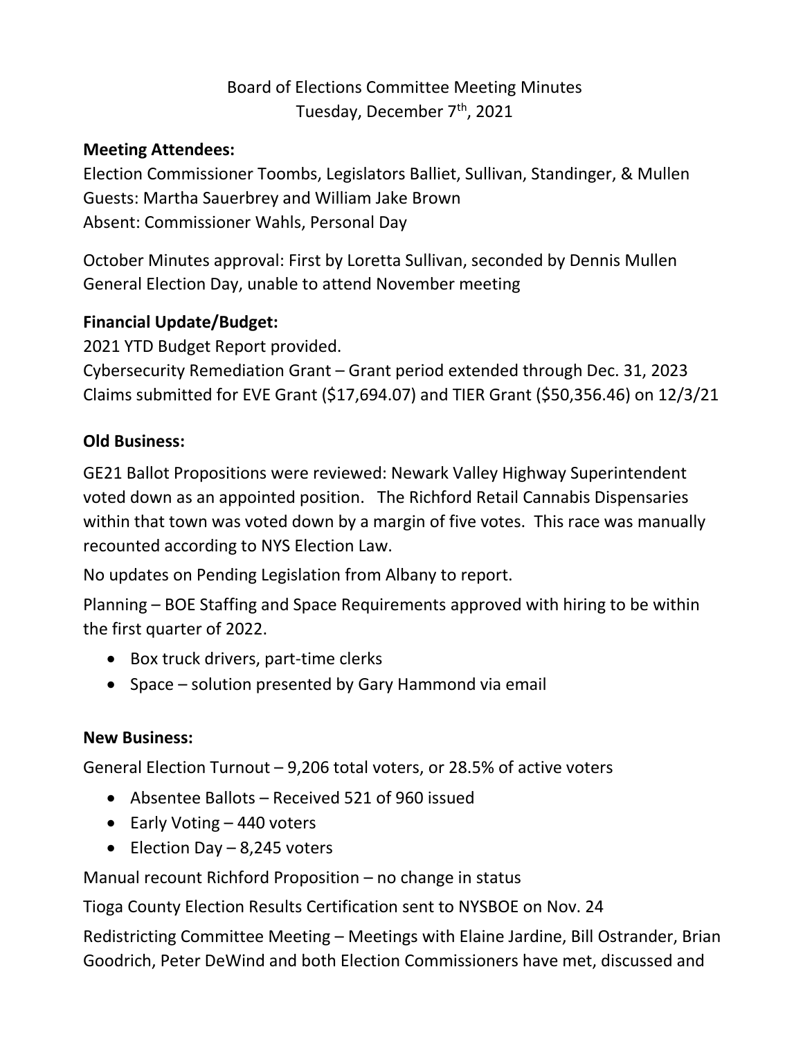# Board of Elections Committee Meeting Minutes
Tuesday, December 7th, 2021

**Meeting Attendees:**

Election Commissioner Toombs, Legislators Balliet, Sullivan, Standinger, & Mullen
Guests: Martha Sauerbrey and William Jake Brown
Absent: Commissioner Wahls, Personal Day

October Minutes approval: First by Loretta Sullivan, seconded by Dennis Mullen
General Election Day, unable to attend November meeting

**Financial Update/Budget:**

2021 YTD Budget Report provided.
Cybersecurity Remediation Grant – Grant period extended through Dec. 31, 2023
Claims submitted for EVE Grant ($17,694.07) and TIER Grant ($50,356.46) on 12/3/21

**Old Business:**

GE21 Ballot Propositions were reviewed: Newark Valley Highway Superintendent voted down as an appointed position. The Richford Retail Cannabis Dispensaries within that town was voted down by a margin of five votes. This race was manually recounted according to NYS Election Law.

No updates on Pending Legislation from Albany to report.

Planning – BOE Staffing and Space Requirements approved with hiring to be within the first quarter of 2022.

- Box truck drivers, part-time clerks
- Space – solution presented by Gary Hammond via email

**New Business:**

General Election Turnout – 9,206 total voters, or 28.5% of active voters

- Absentee Ballots – Received 521 of 960 issued
- Early Voting – 440 voters
- Election Day – 8,245 voters

Manual recount Richford Proposition – no change in status

Tioga County Election Results Certification sent to NYSBOE on Nov. 24

Redistricting Committee Meeting – Meetings with Elaine Jardine, Bill Ostrander, Brian Goodrich, Peter DeWind and both Election Commissioners have met, discussed and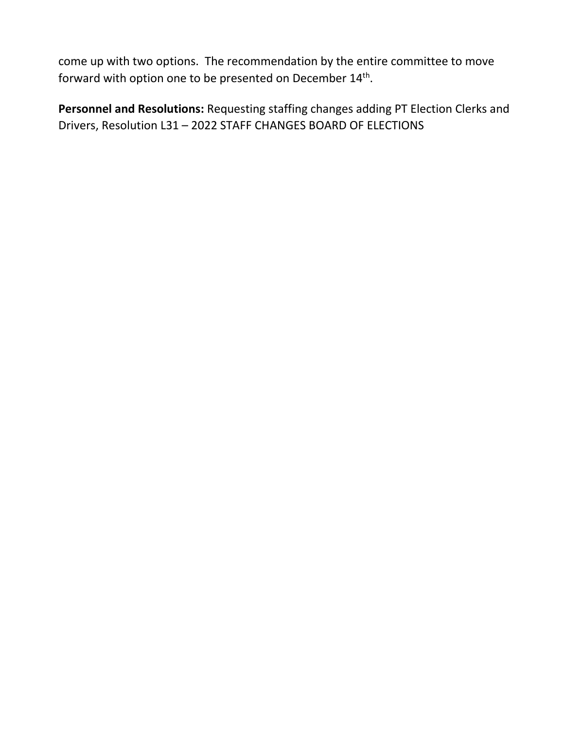come up with two options. The recommendation by the entire committee to move forward with option one to be presented on December 14th.

**Personnel and Resolutions:** Requesting staffing changes adding PT Election Clerks and Drivers, Resolution L31 – 2022 STAFF CHANGES BOARD OF ELECTIONS